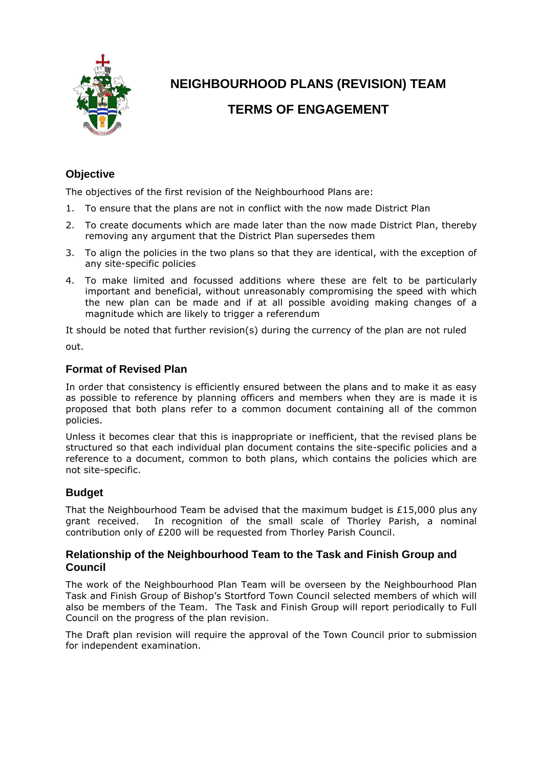# NEIGHBOURHOOD PLANS (REVISION) TEAM

# TERMS OF ENGAGEMENT

## Objective

The objectives of the first revision of the Neighbourhood Plans are:

1. To ensure that the plans are not in conflict with the now made District Plan
2. To create documents which are made later than the now made District Plan, thereby removing any argument that the District Plan supersedes them
3. To align the policies in the two plans so that they are identical, with the exception of any site-specific policies
4. To make limited and focussed additions where these are felt to be particularly important and beneficial, without unreasonably compromising the speed with which the new plan can be made and if at all possible avoiding making changes of a magnitude which are likely to trigger a referendum

It should be noted that further revision(s) during the currency of the plan are not ruled out.

## Format of Revised Plan

In order that consistency is efficiently ensured between the plans and to make it as easy as possible to reference by planning officers and members when they are is made it is proposed that both plans refer to a common document containing all of the common policies.

Unless it becomes clear that this is inappropriate or inefficient, that the revised plans be structured so that each individual plan document contains the site-specific policies and a reference to a document, common to both plans, which contains the policies which are not site-specific.

## Budget

That the Neighbourhood Team be advised that the maximum budget is £15,000 plus any grant received. In recognition of the small scale of Thorley Parish, a nominal contribution only of £200 will be requested from Thorley Parish Council.

## Relationship of the Neighbourhood Team to the Task and Finish Group and Council

The work of the Neighbourhood Plan Team will be overseen by the Neighbourhood Plan Task and Finish Group of Bishop's Stortford Town Council selected members of which will also be members of the Team. The Task and Finish Group will report periodically to Full Council on the progress of the plan revision.

The Draft plan revision will require the approval of the Town Council prior to submission for independent examination.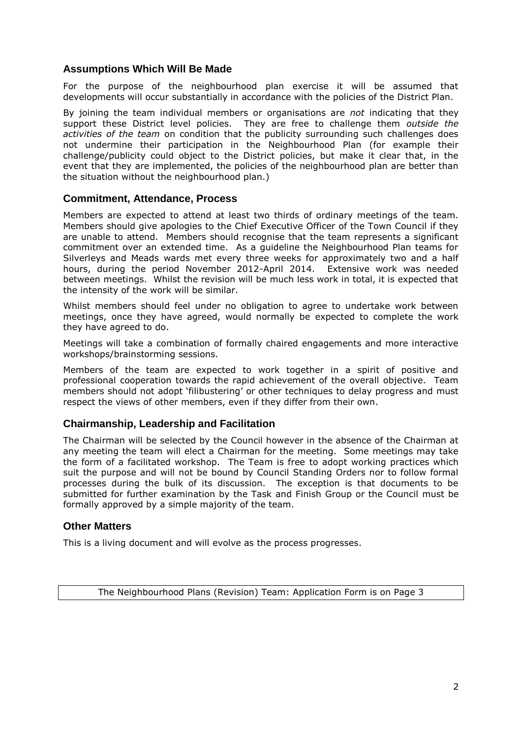## Assumptions Which Will Be Made

For the purpose of the neighbourhood plan exercise it will be assumed that developments will occur substantially in accordance with the policies of the District Plan.

By joining the team individual members or organisations are *not* indicating that they support these District level policies. They are free to challenge them *outside the activities of the team* on condition that the publicity surrounding such challenges does not undermine their participation in the Neighbourhood Plan (for example their challenge/publicity could object to the District policies, but make it clear that, in the event that they are implemented, the policies of the neighbourhood plan are better than the situation without the neighbourhood plan.)

## Commitment, Attendance, Process

Members are expected to attend at least two thirds of ordinary meetings of the team. Members should give apologies to the Chief Executive Officer of the Town Council if they are unable to attend. Members should recognise that the team represents a significant commitment over an extended time. As a guideline the Neighbourhood Plan teams for Silverleys and Meads wards met every three weeks for approximately two and a half hours, during the period November 2012-April 2014. Extensive work was needed between meetings. Whilst the revision will be much less work in total, it is expected that the intensity of the work will be similar.

Whilst members should feel under no obligation to agree to undertake work between meetings, once they have agreed, would normally be expected to complete the work they have agreed to do.

Meetings will take a combination of formally chaired engagements and more interactive workshops/brainstorming sessions.

Members of the team are expected to work together in a spirit of positive and professional cooperation towards the rapid achievement of the overall objective. Team members should not adopt 'filibustering' or other techniques to delay progress and must respect the views of other members, even if they differ from their own.

## Chairmanship, Leadership and Facilitation

The Chairman will be selected by the Council however in the absence of the Chairman at any meeting the team will elect a Chairman for the meeting. Some meetings may take the form of a facilitated workshop. The Team is free to adopt working practices which suit the purpose and will not be bound by Council Standing Orders nor to follow formal processes during the bulk of its discussion. The exception is that documents to be submitted for further examination by the Task and Finish Group or the Council must be formally approved by a simple majority of the team.

## Other Matters

This is a living document and will evolve as the process progresses.

The Neighbourhood Plans (Revision) Team: Application Form is on Page 3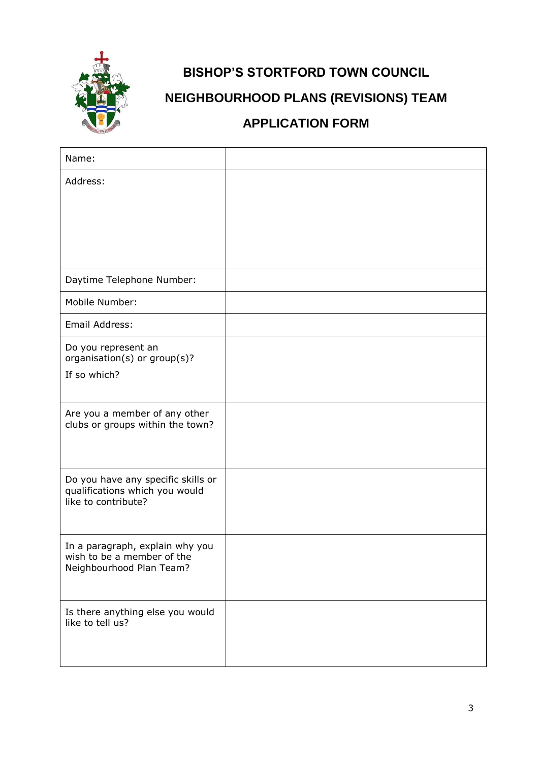# BISHOP'S STORTFORD TOWN COUNCIL

## NEIGHBOURHOOD PLANS (REVISIONS) TEAM

## APPLICATION FORM

| | |
|---|---|
| Name: | |
| Address: | |
| Daytime Telephone Number: | |
| Mobile Number: | |
| Email Address: | |
| Do you represent an organisation(s) or group(s)? If so which? | |
| Are you a member of any other clubs or groups within the town? | |
| Do you have any specific skills or qualifications which you would like to contribute? | |
| In a paragraph, explain why you wish to be a member of the Neighbourhood Plan Team? | |
| Is there anything else you would like to tell us? | |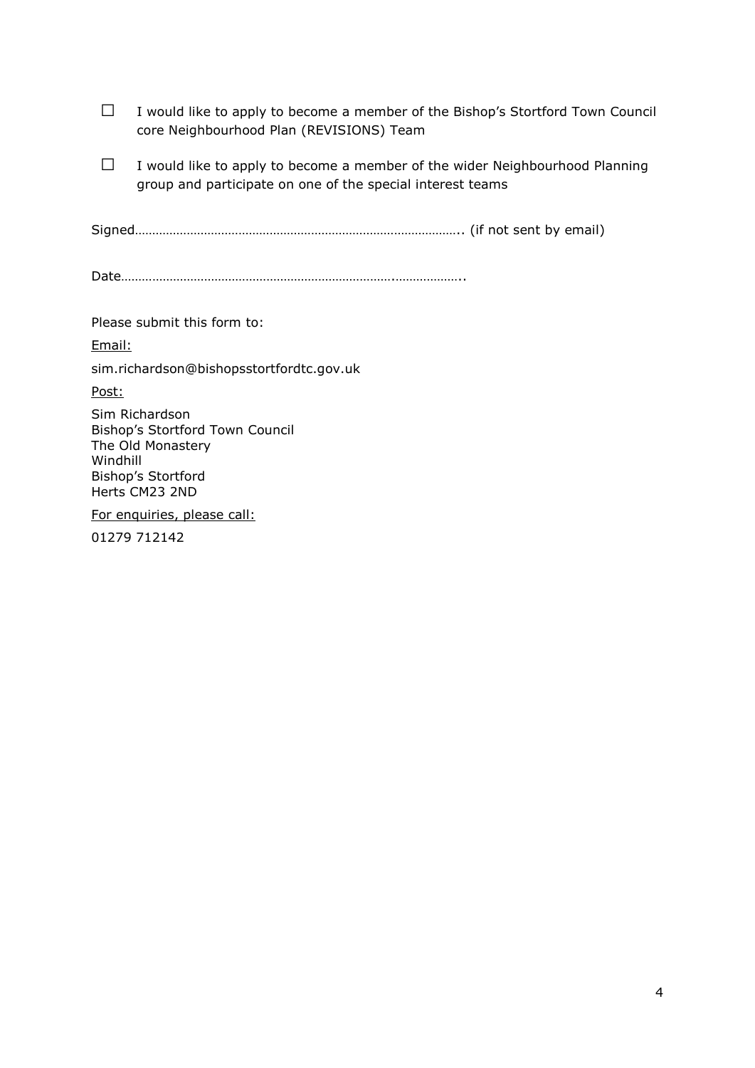☐ I would like to apply to become a member of the Bishop's Stortford Town Council core Neighbourhood Plan (REVISIONS) Team

☐ I would like to apply to become a member of the wider Neighbourhood Planning group and participate on one of the special interest teams

Signed………………………………………………………………………………….. (if not sent by email)

Date……………………………………………………………………..………………..

Please submit this form to:

Email:

sim.richardson@bishopsstortfordtc.gov.uk

Post:

Sim Richardson  
Bishop's Stortford Town Council  
The Old Monastery  
Windhill  
Bishop's Stortford  
Herts CM23 2ND

For enquiries, please call:

01279 712142